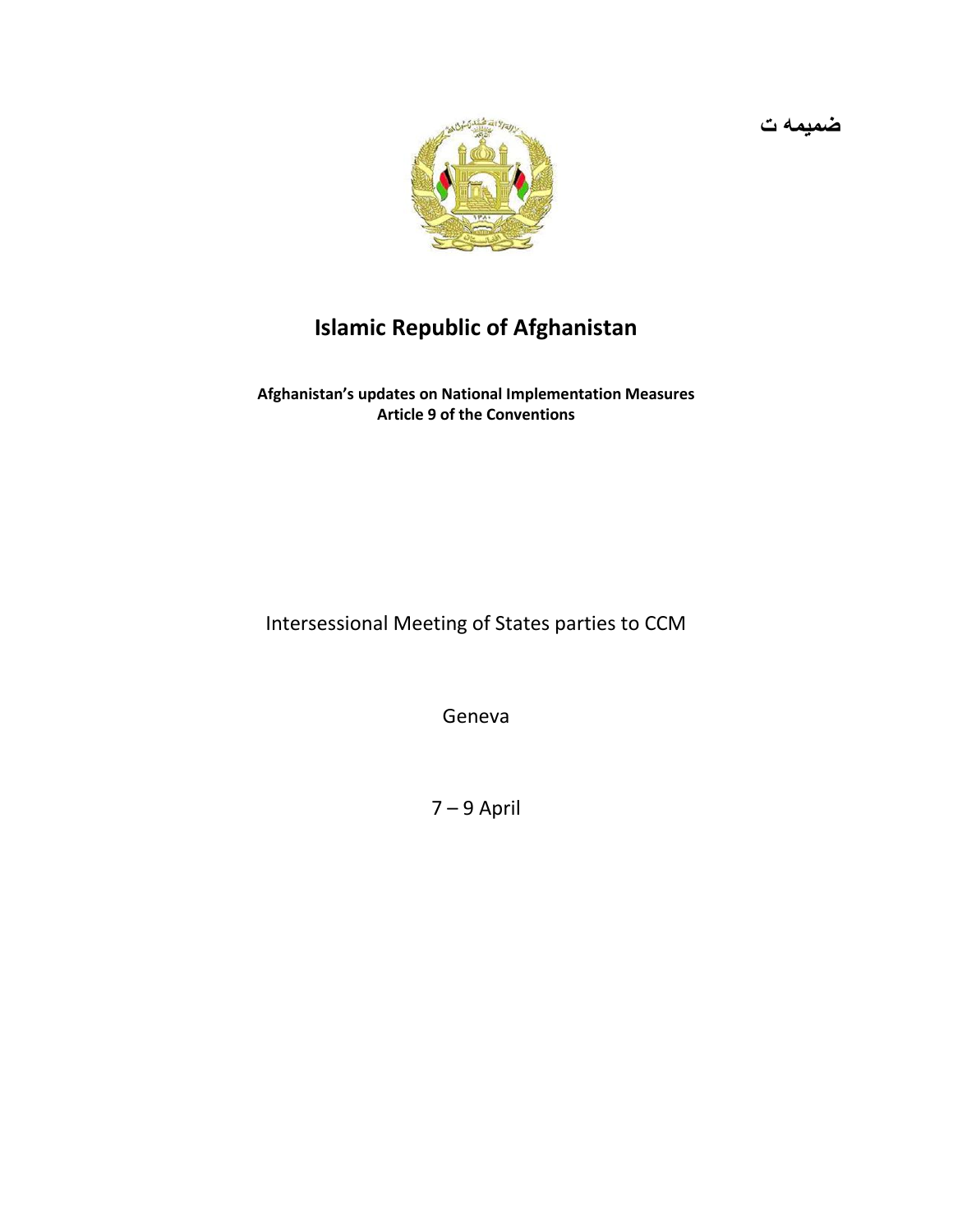ضمیمه ت

# Islamic Republic of Afghanistan

**Afghanistan's updates on National Implementation Measures**
**Article 9 of the Conventions**

Intersessional Meeting of States parties to CCM

Geneva

7 – 9 April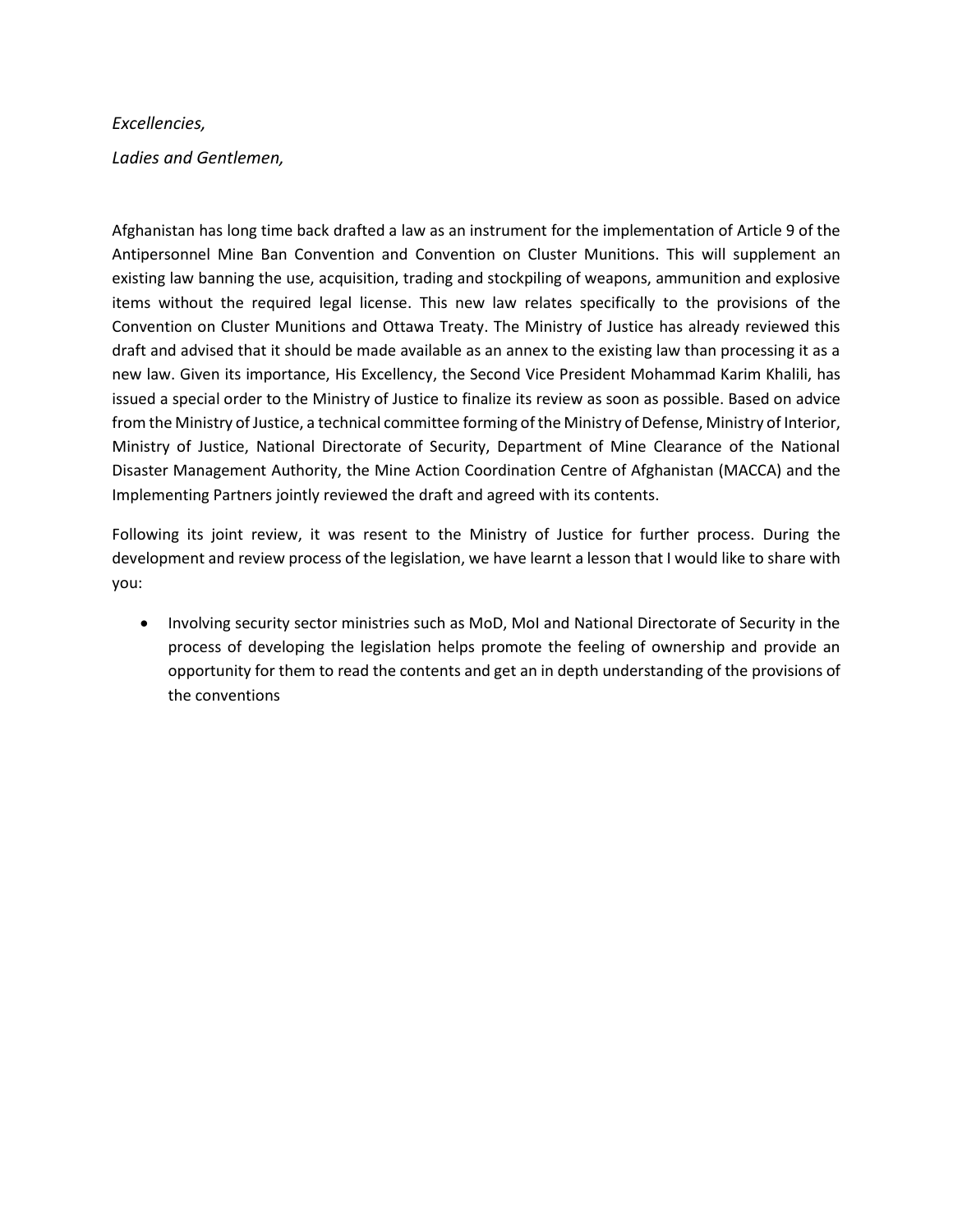*Excellencies,*

*Ladies and Gentlemen,*

Afghanistan has long time back drafted a law as an instrument for the implementation of Article 9 of the Antipersonnel Mine Ban Convention and Convention on Cluster Munitions. This will supplement an existing law banning the use, acquisition, trading and stockpiling of weapons, ammunition and explosive items without the required legal license. This new law relates specifically to the provisions of the Convention on Cluster Munitions and Ottawa Treaty. The Ministry of Justice has already reviewed this draft and advised that it should be made available as an annex to the existing law than processing it as a new law. Given its importance, His Excellency, the Second Vice President Mohammad Karim Khalili, has issued a special order to the Ministry of Justice to finalize its review as soon as possible. Based on advice from the Ministry of Justice, a technical committee forming of the Ministry of Defense, Ministry of Interior, Ministry of Justice, National Directorate of Security, Department of Mine Clearance of the National Disaster Management Authority, the Mine Action Coordination Centre of Afghanistan (MACCA) and the Implementing Partners jointly reviewed the draft and agreed with its contents.

Following its joint review, it was resent to the Ministry of Justice for further process. During the development and review process of the legislation, we have learnt a lesson that I would like to share with you:

- Involving security sector ministries such as MoD, MoI and National Directorate of Security in the process of developing the legislation helps promote the feeling of ownership and provide an opportunity for them to read the contents and get an in depth understanding of the provisions of the conventions